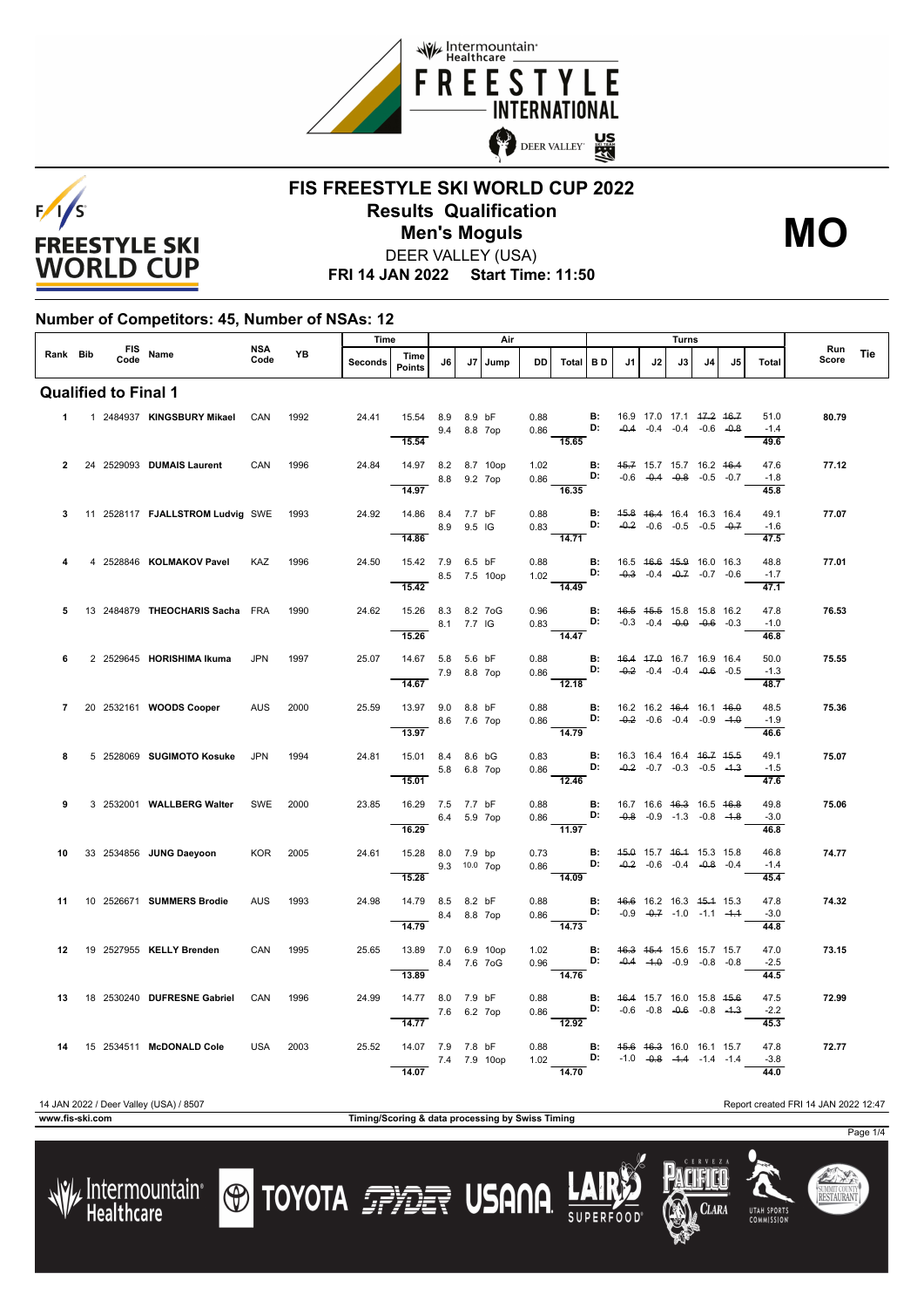# FIS FREESTYLE SKI WORLD CUP 2022

## Results Qualification

## Men's Moguls

DEER VALLEY (USA)

**FRI 14 JAN 2022 Start Time: 11:50**

**MO**

### Number of Competitors: 45, Number of NSAs: 12

| Rank | Bib | FIS Code | Name | NSA Code | YB | Time Seconds | Time Points | J6 | J7 | Jump | DD | Total | BD | J1 | J2 | J3 | J4 | J5 | Total | Run Score | Tie |
|---|---|---|---|---|---|---|---|---|---|---|---|---|---|---|---|---|---|---|---|---|---|
| **Qualified to Final 1** | | | | | | | | | | | | | | | | | | | | | |
| 1 | 1 | 2484937 | **KINGSBURY Mikael** | CAN | 1992 | 24.41 | 15.54 | 8.9 | 8.9 | bF | 0.88 | | B: | 16.9 | 17.0 | 17.1 | ~~17.2~~ | ~~16.7~~ | 51.0 | **80.79** | |
| | | | | | | | | 9.4 | 8.8 | 7op | 0.86 | | D: | ~~-0.4~~ | -0.4 | -0.4 | -0.6 | ~~-0.8~~ | -1.4 | | |
| | | | | | | | 15.54 | | | | | 15.65 | | | | | | | 49.6 | | |
| 2 | 24 | 2529093 | **DUMAIS Laurent** | CAN | 1996 | 24.84 | 14.97 | 8.2 | 8.7 | 10op | 1.02 | | B: | ~~15.7~~ | 15.7 | 15.7 | 16.2 | ~~16.4~~ | 47.6 | **77.12** | |
| | | | | | | | | 8.8 | 9.2 | 7op | 0.86 | | D: | -0.6 | ~~-0.4~~ | ~~-0.8~~ | -0.5 | -0.7 | -1.8 | | |
| | | | | | | | 14.97 | | | | | 16.35 | | | | | | | 45.8 | | |
| 3 | 11 | 2528117 | **FJALLSTROM Ludvig** | SWE | 1993 | 24.92 | 14.86 | 8.4 | 7.7 | bF | 0.88 | | B: | ~~15.8~~ | ~~16.4~~ | 16.4 | 16.3 | 16.4 | 49.1 | **77.07** | |
| | | | | | | | | 8.9 | 9.5 | IG | 0.83 | | D: | ~~-0.2~~ | -0.6 | -0.5 | -0.5 | ~~-0.7~~ | -1.6 | | |
| | | | | | | | 14.86 | | | | | 14.71 | | | | | | | 47.5 | | |
| 4 | 4 | 2528846 | **KOLMAKOV Pavel** | KAZ | 1996 | 24.50 | 15.42 | 7.9 | 6.5 | bF | 0.88 | | B: | 16.5 | ~~16.6~~ | ~~15.9~~ | 16.0 | 16.3 | 48.8 | **77.01** | |
| | | | | | | | | 8.5 | 7.5 | 10op | 1.02 | | D: | ~~-0.3~~ | -0.4 | ~~-0.7~~ | -0.7 | -0.6 | -1.7 | | |
| | | | | | | | 15.42 | | | | | 14.49 | | | | | | | 47.1 | | |
| 5 | 13 | 2484879 | **THEOCHARIS Sacha** | FRA | 1990 | 24.62 | 15.26 | 8.3 | 8.2 | 7oG | 0.96 | | B: | ~~16.5~~ | ~~15.5~~ | 15.8 | 15.8 | 16.2 | 47.8 | **76.53** | |
| | | | | | | | | 8.1 | 7.7 | IG | 0.83 | | D: | -0.3 | -0.4 | ~~-0.0~~ | ~~-0.6~~ | -0.3 | -1.0 | | |
| | | | | | | | 15.26 | | | | | 14.47 | | | | | | | 46.8 | | |
| 6 | 2 | 2529645 | **HORISHIMA Ikuma** | JPN | 1997 | 25.07 | 14.67 | 5.8 | 5.6 | bF | 0.88 | | B: | ~~16.4~~ | ~~17.0~~ | 16.7 | 16.9 | 16.4 | 50.0 | **75.55** | |
| | | | | | | | | 7.9 | 8.8 | 7op | 0.86 | | D: | ~~-0.2~~ | -0.4 | -0.4 | ~~-0.6~~ | -0.5 | -1.3 | | |
| | | | | | | | 14.67 | | | | | 12.18 | | | | | | | 48.7 | | |
| 7 | 20 | 2532161 | **WOODS Cooper** | AUS | 2000 | 25.59 | 13.97 | 9.0 | 8.8 | bF | 0.88 | | B: | 16.2 | 16.2 | ~~16.4~~ | 16.1 | ~~16.0~~ | 48.5 | **75.36** | |
| | | | | | | | | 8.6 | 7.6 | 7op | 0.86 | | D: | ~~-0.2~~ | -0.6 | -0.4 | -0.9 | ~~-1.0~~ | -1.9 | | |
| | | | | | | | 13.97 | | | | | 14.79 | | | | | | | 46.6 | | |
| 8 | 5 | 2528069 | **SUGIMOTO Kosuke** | JPN | 1994 | 24.81 | 15.01 | 8.4 | 8.6 | bG | 0.83 | | B: | 16.3 | 16.4 | 16.4 | ~~16.7~~ | ~~15.5~~ | 49.1 | **75.07** | |
| | | | | | | | | 5.8 | 6.8 | 7op | 0.86 | | D: | ~~-0.2~~ | -0.7 | -0.3 | -0.5 | ~~-1.3~~ | -1.5 | | |
| | | | | | | | 15.01 | | | | | 12.46 | | | | | | | 47.6 | | |
| 9 | 3 | 2532001 | **WALLBERG Walter** | SWE | 2000 | 23.85 | 16.29 | 7.5 | 7.7 | bF | 0.88 | | B: | 16.7 | 16.6 | ~~16.3~~ | 16.5 | ~~16.8~~ | 49.8 | **75.06** | |
| | | | | | | | | 6.4 | 5.9 | 7op | 0.86 | | D: | ~~-0.8~~ | -0.9 | -1.3 | -0.8 | ~~-1.8~~ | -3.0 | | |
| | | | | | | | 16.29 | | | | | 11.97 | | | | | | | 46.8 | | |
| 10 | 33 | 2534856 | **JUNG Daeyoon** | KOR | 2005 | 24.61 | 15.28 | 8.0 | 7.9 | bp | 0.73 | | B: | ~~15.0~~ | 15.7 | ~~16.1~~ | 15.3 | 15.8 | 46.8 | **74.77** | |
| | | | | | | | | 9.3 | 10.0 | 7op | 0.86 | | D: | ~~-0.2~~ | -0.6 | -0.4 | ~~-0.8~~ | -0.4 | -1.4 | | |
| | | | | | | | 15.28 | | | | | 14.09 | | | | | | | 45.4 | | |
| 11 | 10 | 2526671 | **SUMMERS Brodie** | AUS | 1993 | 24.98 | 14.79 | 8.5 | 8.2 | bF | 0.88 | | B: | ~~16.6~~ | 16.2 | 16.3 | ~~15.1~~ | 15.3 | 47.8 | **74.32** | |
| | | | | | | | | 8.4 | 8.8 | 7op | 0.86 | | D: | -0.9 | ~~-0.7~~ | -1.0 | -1.1 | ~~-1.1~~ | -3.0 | | |
| | | | | | | | 14.79 | | | | | 14.73 | | | | | | | 44.8 | | |
| 12 | 19 | 2527955 | **KELLY Brenden** | CAN | 1995 | 25.65 | 13.89 | 7.0 | 6.9 | 10op | 1.02 | | B: | ~~16.3~~ | ~~15.4~~ | 15.6 | 15.7 | 15.7 | 47.0 | **73.15** | |
| | | | | | | | | 8.4 | 7.6 | 7oG | 0.96 | | D: | ~~-0.4~~ | ~~-1.0~~ | -0.9 | -0.8 | -0.8 | -2.5 | | |
| | | | | | | | 13.89 | | | | | 14.76 | | | | | | | 44.5 | | |
| 13 | 18 | 2530240 | **DUFRESNE Gabriel** | CAN | 1996 | 24.99 | 14.77 | 8.0 | 7.9 | bF | 0.88 | | B: | ~~16.4~~ | 15.7 | 16.0 | 15.8 | ~~15.6~~ | 47.5 | **72.99** | |
| | | | | | | | | 7.6 | 6.2 | 7op | 0.86 | | D: | -0.6 | -0.8 | ~~-0.6~~ | -0.8 | ~~-1.3~~ | -2.2 | | |
| | | | | | | | 14.77 | | | | | 12.92 | | | | | | | 45.3 | | |
| 14 | 15 | 2534511 | **McDONALD Cole** | USA | 2003 | 25.52 | 14.07 | 7.9 | 7.8 | bF | 0.88 | | B: | ~~15.6~~ | ~~16.3~~ | 16.0 | 16.1 | 15.7 | 47.8 | **72.77** | |
| | | | | | | | | 7.4 | 7.9 | 10op | 1.02 | | D: | -1.0 | ~~-0.8~~ | ~~-1.4~~ | -1.4 | -1.4 | -3.8 | | |
| | | | | | | | 14.07 | | | | | 14.70 | | | | | | | 44.0 | | |

14 JAN 2022 / Deer Valley (USA) / 8507

Report created FRI 14 JAN 2022 12:47

www.fis-ski.com

Timing/Scoring & data processing by Swiss Timing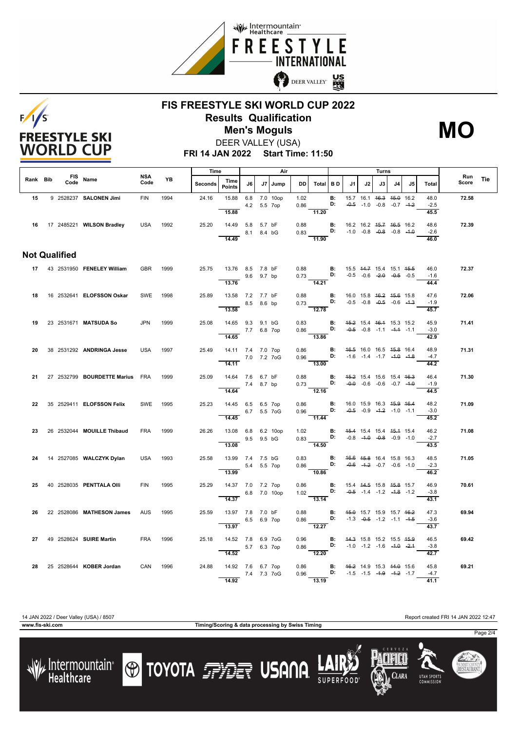# FIS FREESTYLE SKI WORLD CUP 2022

## Results Qualification

## Men's Moguls

**MO**

DEER VALLEY (USA)

**FRI 14 JAN 2022 Start Time: 11:50**

| Rank | Bib | FIS Code | Name | NSA Code | YB | Time Seconds | Time Points | Air J6 | Air J7 | Jump | DD | Total | BD | J1 | J2 | J3 | J4 | J5 | Turns Total | Run Score | Tie |
|---|---|---|---|---|---|---|---|---|---|---|---|---|---|---|---|---|---|---|---|---|---|
| 15 | 9 | 2528237 | **SALONEN Jimi** | FIN | 1994 | 24.16 | 15.88 | 6.8 | 7.0 | 10op | 1.02 | | B: | 15.7 | 16.1 | ~~16.3~~ | ~~15.0~~ | 16.2 | 48.0 | **72.58** | |
| | | | | | | | | 4.2 | 5.5 | 7op | 0.86 | | D: | ~~-0.5~~ | -1.0 | -0.8 | -0.7 | ~~-1.2~~ | -2.5 | | |
| | | | | | | | 15.88 | | | | | 11.20 | | | | | | | 45.5 | | |
| 16 | 17 | 2485221 | **WILSON Bradley** | USA | 1992 | 25.20 | 14.49 | 5.8 | 5.7 | bF | 0.88 | | B: | 16.2 | 16.2 | ~~15.7~~ | ~~16.5~~ | 16.2 | 48.6 | **72.39** | |
| | | | | | | | | 8.1 | 8.4 | bG | 0.83 | | D: | -1.0 | -0.8 | ~~-0.8~~ | -0.8 | ~~-1.0~~ | -2.6 | | |
| | | | | | | | 14.49 | | | | | 11.90 | | | | | | | 46.0 | | |

## Not Qualified

| Rank | Bib | FIS Code | Name | NSA Code | YB | Time Seconds | Time Points | Air J6 | Air J7 | Jump | DD | Total | BD | J1 | J2 | J3 | J4 | J5 | Turns Total | Run Score | Tie |
|---|---|---|---|---|---|---|---|---|---|---|---|---|---|---|---|---|---|---|---|---|---|
| 17 | 43 | 2531950 | **FENELEY William** | GBR | 1999 | 25.75 | 13.76 | 8.5 | 7.8 | bF | 0.88 | | B: | 15.5 | ~~14.7~~ | 15.4 | 15.1 | ~~15.5~~ | 46.0 | **72.37** | |
| | | | | | | | | 9.6 | 9.7 | bp | 0.73 | | D: | -0.5 | -0.6 | ~~-2.0~~ | ~~-0.5~~ | -0.5 | -1.6 | | |
| | | | | | | | 13.76 | | | | | 14.21 | | | | | | | 44.4 | | |
| 18 | 16 | 2532641 | **ELOFSSON Oskar** | SWE | 1998 | 25.89 | 13.58 | 7.2 | 7.7 | bF | 0.88 | | B: | 16.0 | 15.8 | ~~16.2~~ | ~~15.6~~ | 15.8 | 47.6 | **72.06** | |
| | | | | | | | | 8.5 | 8.6 | bp | 0.73 | | D: | -0.5 | -0.8 | ~~-0.5~~ | -0.6 | ~~-1.3~~ | -1.9 | | |
| | | | | | | | 13.58 | | | | | 12.78 | | | | | | | 45.7 | | |
| 19 | 23 | 2531671 | **MATSUDA So** | JPN | 1999 | 25.08 | 14.65 | 9.3 | 9.1 | bG | 0.83 | | B: | ~~15.2~~ | 15.4 | ~~16.1~~ | 15.3 | 15.2 | 45.9 | **71.41** | |
| | | | | | | | | 7.7 | 6.8 | 7op | 0.86 | | D: | ~~-0.5~~ | -0.8 | -1.1 | ~~-1.1~~ | -1.1 | -3.0 | | |
| | | | | | | | 14.65 | | | | | 13.86 | | | | | | | 42.9 | | |
| 20 | 38 | 2531292 | **ANDRINGA Jesse** | USA | 1997 | 25.49 | 14.11 | 7.4 | 7.0 | 7op | 0.86 | | B: | ~~16.5~~ | 16.0 | 16.5 | ~~15.8~~ | 16.4 | 48.9 | **71.31** | |
| | | | | | | | | 7.0 | 7.2 | 7oG | 0.96 | | D: | -1.6 | -1.4 | -1.7 | ~~-1.0~~ | ~~-1.8~~ | -4.7 | | |
| | | | | | | | 14.11 | | | | | 13.00 | | | | | | | 44.2 | | |
| 21 | 27 | 2532799 | **BOURDETTE Marius** | FRA | 1999 | 25.09 | 14.64 | 7.6 | 6.7 | bF | 0.88 | | B: | ~~15.2~~ | 15.4 | 15.6 | 15.4 | ~~16.3~~ | 46.4 | **71.30** | |
| | | | | | | | | 7.4 | 8.7 | bp | 0.73 | | D: | ~~-0.0~~ | -0.6 | -0.6 | -0.7 | ~~-1.0~~ | -1.9 | | |
| | | | | | | | 14.64 | | | | | 12.16 | | | | | | | 44.5 | | |
| 22 | 35 | 2529411 | **ELOFSSON Felix** | SWE | 1995 | 25.23 | 14.45 | 6.5 | 6.5 | 7op | 0.86 | | B: | 16.0 | 15.9 | 16.3 | ~~15.9~~ | ~~16.4~~ | 48.2 | **71.09** | |
| | | | | | | | | 6.7 | 5.5 | 7oG | 0.96 | | D: | ~~-0.5~~ | -0.9 | ~~-1.2~~ | -1.0 | -1.1 | -3.0 | | |
| | | | | | | | 14.45 | | | | | 11.44 | | | | | | | 45.2 | | |
| 23 | 26 | 2532044 | **MOUILLE Thibaud** | FRA | 1999 | 26.26 | 13.08 | 6.8 | 6.2 | 10op | 1.02 | | B: | ~~15.4~~ | 15.4 | 15.4 | ~~15.1~~ | 15.4 | 46.2 | **71.08** | |
| | | | | | | | | 9.5 | 9.5 | bG | 0.83 | | D: | -0.8 | ~~-1.0~~ | ~~-0.8~~ | -0.9 | -1.0 | -2.7 | | |
| | | | | | | | 13.08 | | | | | 14.50 | | | | | | | 43.5 | | |
| 24 | 14 | 2527085 | **WALCZYK Dylan** | USA | 1993 | 25.58 | 13.99 | 7.4 | 7.5 | bG | 0.83 | | B: | ~~16.6~~ | ~~15.8~~ | 16.4 | 15.8 | 16.3 | 48.5 | **71.05** | |
| | | | | | | | | 5.4 | 5.5 | 7op | 0.86 | | D: | ~~-0.6~~ | ~~-1.2~~ | -0.7 | -0.6 | -1.0 | -2.3 | | |
| | | | | | | | 13.99 | | | | | 10.86 | | | | | | | 46.2 | | |
| 25 | 40 | 2528035 | **PENTTALA Olli** | FIN | 1995 | 25.29 | 14.37 | 7.0 | 7.2 | 7op | 0.86 | | B: | 15.4 | ~~14.5~~ | 15.8 | ~~15.8~~ | 15.7 | 46.9 | **70.61** | |
| | | | | | | | | 6.8 | 7.0 | 10op | 1.02 | | D: | ~~-0.5~~ | -1.4 | -1.2 | ~~-1.8~~ | -1.2 | -3.8 | | |
| | | | | | | | 14.37 | | | | | 13.14 | | | | | | | 43.1 | | |
| 26 | 22 | 2528086 | **MATHESON James** | AUS | 1995 | 25.59 | 13.97 | 7.8 | 7.0 | bF | 0.88 | | B: | ~~15.0~~ | 15.7 | 15.9 | 15.7 | ~~16.2~~ | 47.3 | **69.94** | |
| | | | | | | | | 6.5 | 6.9 | 7op | 0.86 | | D: | -1.3 | ~~-0.5~~ | -1.2 | -1.1 | ~~-1.5~~ | -3.6 | | |
| | | | | | | | 13.97 | | | | | 12.27 | | | | | | | 43.7 | | |
| 27 | 49 | 2528624 | **SUIRE Martin** | FRA | 1996 | 25.18 | 14.52 | 7.8 | 6.9 | 7oG | 0.96 | | B: | ~~14.3~~ | 15.8 | 15.2 | 15.5 | ~~15.9~~ | 46.5 | **69.42** | |
| | | | | | | | | 5.7 | 6.3 | 7op | 0.86 | | D: | -1.0 | -1.2 | -1.6 | ~~-1.0~~ | ~~-2.1~~ | -3.8 | | |
| | | | | | | | 14.52 | | | | | 12.20 | | | | | | | 42.7 | | |
| 28 | 25 | 2528644 | **KOBER Jordan** | CAN | 1996 | 24.88 | 14.92 | 7.6 | 6.7 | 7op | 0.86 | | B: | ~~16.2~~ | 14.9 | 15.3 | ~~14.0~~ | 15.6 | 45.8 | **69.21** | |
| | | | | | | | | 7.4 | 7.3 | 7oG | 0.96 | | D: | -1.5 | -1.5 | ~~-1.9~~ | ~~-1.2~~ | -1.7 | -4.7 | | |
| | | | | | | | 14.92 | | | | | 13.19 | | | | | | | 41.1 | | |

14 JAN 2022 / Deer Valley (USA) / 8507 Report created FRI 14 JAN 2022 12:47

www.fis-ski.com Timing/Scoring & data processing by Swiss Timing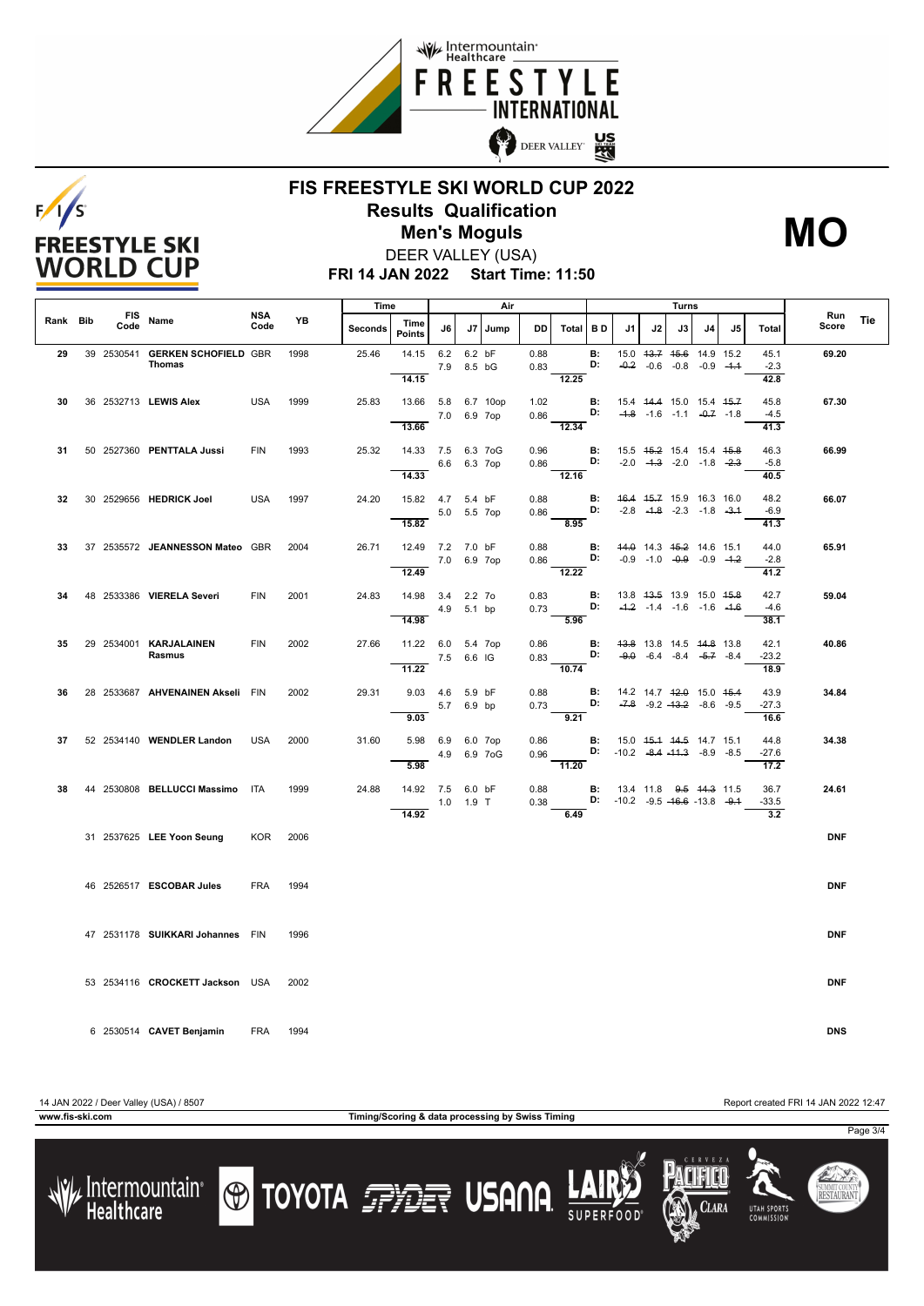# FIS FREESTYLE SKI WORLD CUP 2022

## Results Qualification

## Men's Moguls

**MO**

DEER VALLEY (USA)

**FRI 14 JAN 2022 Start Time: 11:50**

| Rank | Bib | FIS Code | Name | NSA Code | YB | Time Seconds | Time Points | Air J6 | Air J7 | Jump | DD | Air Total | B D | Turns J1 | J2 | J3 | J4 | J5 | Turns Total | Run Score | Tie |
|---|---|---|---|---|---|---|---|---|---|---|---|---|---|---|---|---|---|---|---|---|---|
| 29 | 39 | 2530541 | **GERKEN SCHOFIELD Thomas** | GBR | 1998 | 25.46 | 14.15 | 6.2<br>7.9 | 6.2<br>8.5 | bF<br>bG | 0.88<br>0.83 | 12.25 | B:<br>D: | 15.0<br>-0.2 | ~~13.7~~<br>-0.6 | ~~15.6~~<br>-0.8 | 14.9<br>-0.9 | 15.2<br>~~-1.1~~ | 45.1<br>-2.3<br>42.8 | **69.20** | |
| 30 | 36 | 2532713 | **LEWIS Alex** | USA | 1999 | 25.83 | 13.66 | 5.8<br>7.0 | 6.7<br>6.9 | 10op<br>7op | 1.02<br>0.86 | 12.34 | B:<br>D: | 15.4<br>~~-1.8~~ | ~~14.4~~<br>-1.6 | 15.0<br>-1.1 | 15.4<br>~~-0.7~~ | ~~15.7~~<br>-1.8 | 45.8<br>-4.5<br>41.3 | **67.30** | |
| 31 | 50 | 2527360 | **PENTTALA Jussi** | FIN | 1993 | 25.32 | 14.33 | 7.5<br>6.6 | 6.3<br>6.3 | 7oG<br>7op | 0.96<br>0.86 | 12.16 | B:<br>D: | 15.5<br>-2.0 | ~~15.2~~<br>~~-1.3~~ | 15.4<br>-2.0 | 15.4<br>-1.8 | ~~15.8~~<br>~~-2.3~~ | 46.3<br>-5.8<br>40.5 | **66.99** | |
| 32 | 30 | 2529656 | **HEDRICK Joel** | USA | 1997 | 24.20 | 15.82 | 4.7<br>5.0 | 5.4<br>5.5 | bF<br>7op | 0.88<br>0.86 | 8.95 | B:<br>D: | ~~16.4~~<br>-2.8 | ~~15.7~~<br>~~-1.8~~ | 15.9<br>-2.3 | 16.3<br>-1.8 | 16.0<br>~~-3.1~~ | 48.2<br>-6.9<br>41.3 | **66.07** | |
| 33 | 37 | 2535572 | **JEANNESSON Mateo** | GBR | 2004 | 26.71 | 12.49 | 7.2<br>7.0 | 7.0<br>6.9 | bF<br>7op | 0.88<br>0.86 | 12.22 | B:<br>D: | ~~14.0~~<br>-0.9 | 14.3<br>-1.0 | ~~15.2~~<br>~~-0.9~~ | 14.6<br>-0.9 | 15.1<br>~~-1.2~~ | 44.0<br>-2.8<br>41.2 | **65.91** | |
| 34 | 48 | 2533386 | **VIERELA Severi** | FIN | 2001 | 24.83 | 14.98 | 3.4<br>4.9 | 2.2<br>5.1 | 7o<br>bp | 0.83<br>0.73 | 5.96 | B:<br>D: | 13.8<br>~~-1.2~~ | ~~13.5~~<br>-1.4 | 13.9<br>-1.6 | 15.0<br>-1.6 | ~~15.8~~<br>~~-1.6~~ | 42.7<br>-4.6<br>38.1 | **59.04** | |
| 35 | 29 | 2534001 | **KARJALAINEN Rasmus** | FIN | 2002 | 27.66 | 11.22 | 6.0<br>7.5 | 5.4<br>6.6 | 7op<br>IG | 0.86<br>0.83 | 10.74 | B:<br>D: | ~~13.8~~<br>~~-9.0~~ | 13.8<br>-6.4 | 14.5<br>-8.4 | ~~14.8~~<br>~~-5.7~~ | 13.8<br>-8.4 | 42.1<br>-23.2<br>18.9 | **40.86** | |
| 36 | 28 | 2533687 | **AHVENAINEN Akseli** | FIN | 2002 | 29.31 | 9.03 | 4.6<br>5.7 | 5.9<br>6.9 | bF<br>bp | 0.88<br>0.73 | 9.21 | B:<br>D: | 14.2<br>~~-7.8~~ | 14.7<br>-9.2 | ~~12.0~~<br>~~-13.2~~ | 15.0<br>-8.6 | ~~15.4~~<br>-9.5 | 43.9<br>-27.3<br>16.6 | **34.84** | |
| 37 | 52 | 2534140 | **WENDLER Landon** | USA | 2000 | 31.60 | 5.98 | 6.9<br>4.9 | 6.0<br>6.9 | 7op<br>7oG | 0.86<br>0.96 | 11.20 | B:<br>D: | 15.0<br>-10.2 | ~~15.1~~<br>~~-8.4~~ | ~~14.5~~<br>~~-11.3~~ | 14.7<br>-8.9 | 15.1<br>-8.5 | 44.8<br>-27.6<br>17.2 | **34.38** | |
| 38 | 44 | 2530808 | **BELLUCCI Massimo** | ITA | 1999 | 24.88 | 14.92 | 7.5<br>1.0 | 6.0<br>1.9 | bF<br>T | 0.88<br>0.38 | 6.49 | B:<br>D: | 13.4<br>-10.2 | 11.8<br>-9.5 | ~~9.5~~<br>~~-16.6~~ | ~~14.3~~<br>-13.8 | 11.5<br>~~-9.1~~ | 36.7<br>-33.5<br>3.2 | **24.61** | |
| | 31 | 2537625 | **LEE Yoon Seung** | KOR | 2006 | | | | | | | | | | | | | | | **DNF** | |
| | 46 | 2526517 | **ESCOBAR Jules** | FRA | 1994 | | | | | | | | | | | | | | | **DNF** | |
| | 47 | 2531178 | **SUIKKARI Johannes** | FIN | 1996 | | | | | | | | | | | | | | | **DNF** | |
| | 53 | 2534116 | **CROCKETT Jackson** | USA | 2002 | | | | | | | | | | | | | | | **DNF** | |
| | 6 | 2530514 | **CAVET Benjamin** | FRA | 1994 | | | | | | | | | | | | | | | **DNS** | |

14 JAN 2022 / Deer Valley (USA) / 8507

Report created FRI 14 JAN 2022 12:47

www.fis-ski.com

Timing/Scoring & data processing by Swiss Timing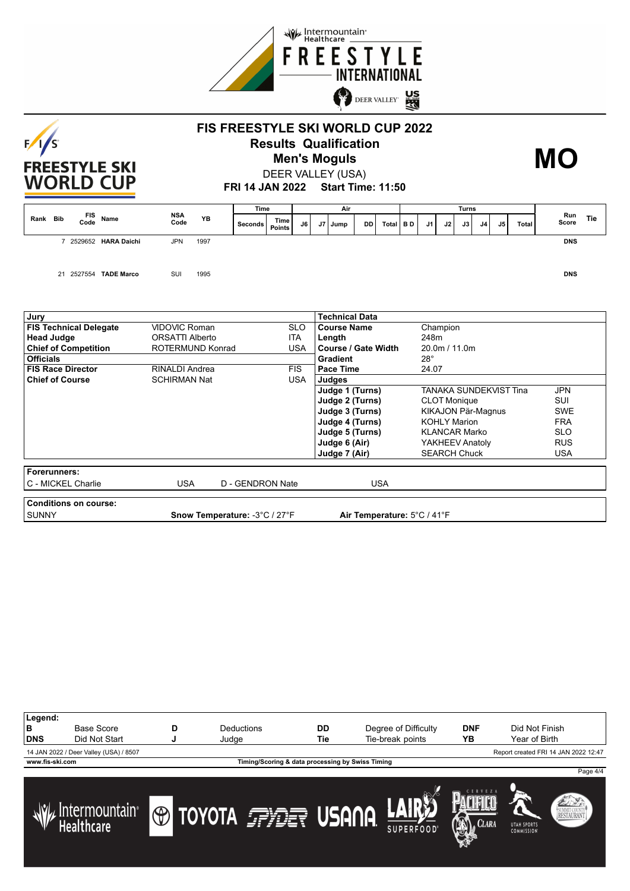# FIS FREESTYLE SKI WORLD CUP 2022

## Results Qualification

## Men's Moguls

**MO**

DEER VALLEY (USA)

**FRI 14 JAN 2022 Start Time: 11:50**

| Rank | Bib | FIS Code | Name | NSA Code | YB | Time Seconds | Time Points | Air J6 | Air J7 | Air Jump | Air DD | Air Total | Turns B D | Turns J1 | Turns J2 | Turns J3 | Turns J4 | Turns J5 | Turns Total | Run Score | Tie |
|---|---|---|---|---|---|---|---|---|---|---|---|---|---|---|---|---|---|---|---|---|---|
| | 7 | 2529652 | **HARA Daichi** | JPN | 1997 | | | | | | | | | | | | | | | **DNS** | |
| | 21 | 2527554 | **TADE Marco** | SUI | 1995 | | | | | | | | | | | | | | | **DNS** | |

| Jury | | |
|---|---|---|
| **FIS Technical Delegate** | VIDOVIC Roman | SLO |
| **Head Judge** | ORSATTI Alberto | ITA |
| **Chief of Competition** | ROTERMUND Konrad | USA |
| **Officials** | | |
| **FIS Race Director** | RINALDI Andrea | FIS |
| **Chief of Course** | SCHIRMAN Nat | USA |

| Technical Data | | |
|---|---|---|
| **Course Name** | Champion | |
| **Length** | 248m | |
| **Course / Gate Width** | 20.0m / 11.0m | |
| **Gradient** | 28° | |
| **Pace Time** | 24.07 | |
| **Judges** | | |
| **Judge 1 (Turns)** | TANAKA SUNDEKVIST Tina | JPN |
| **Judge 2 (Turns)** | CLOT Monique | SUI |
| **Judge 3 (Turns)** | KIKAJON Pär-Magnus | SWE |
| **Judge 4 (Turns)** | KOHLY Marion | FRA |
| **Judge 5 (Turns)** | KLANCAR Marko | SLO |
| **Judge 6 (Air)** | YAKHEEV Anatoly | RUS |
| **Judge 7 (Air)** | SEARCH Chuck | USA |

**Forerunners:**

C - MICKEL Charlie USA D - GENDRON Nate USA

**Conditions on course:**

SUNNY **Snow Temperature: -3°C / 27°F** **Air Temperature: 5°C / 41°F**

| Legend: | | | | | | | |
|---|---|---|---|---|---|---|---|
| **B** | Base Score | **D** | Deductions | **DD** | Degree of Difficulty | **DNF** | Did Not Finish |
| **DNS** | Did Not Start | **J** | Judge | **Tie** | Tie-break points | **YB** | Year of Birth |

14 JAN 2022 / Deer Valley (USA) / 8507 Report created FRI 14 JAN 2022 12:47

www.fis-ski.com Timing/Scoring & data processing by Swiss Timing